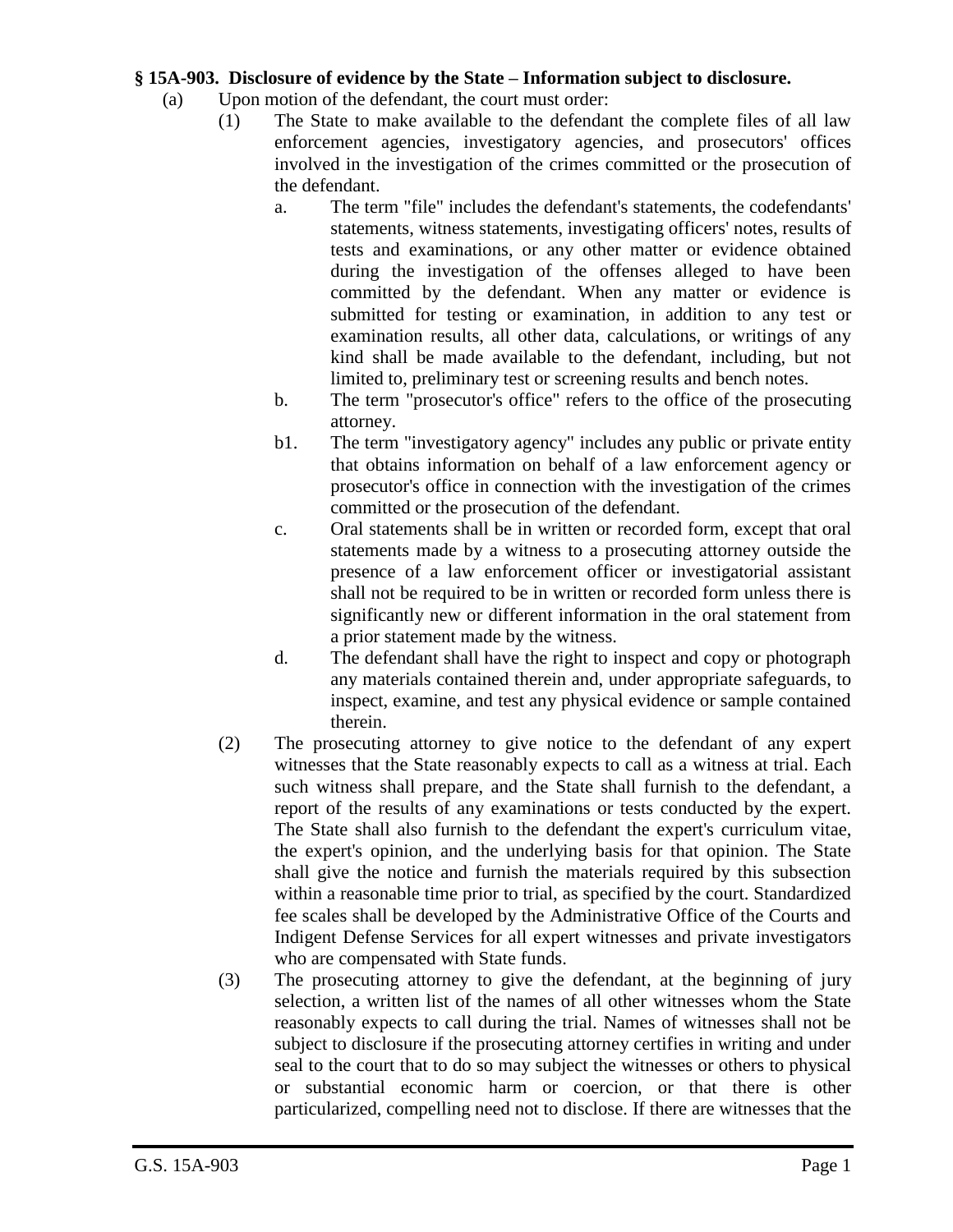**§ 15A-903. Disclosure of evidence by the State – Information subject to disclosure.**

(a) Upon motion of the defendant, the court must order:

(1) The State to make available to the defendant the complete files of all law enforcement agencies, investigatory agencies, and prosecutors' offices involved in the investigation of the crimes committed or the prosecution of the defendant.

a. The term "file" includes the defendant's statements, the codefendants' statements, witness statements, investigating officers' notes, results of tests and examinations, or any other matter or evidence obtained during the investigation of the offenses alleged to have been committed by the defendant. When any matter or evidence is submitted for testing or examination, in addition to any test or examination results, all other data, calculations, or writings of any kind shall be made available to the defendant, including, but not limited to, preliminary test or screening results and bench notes.

b. The term "prosecutor's office" refers to the office of the prosecuting attorney.

b1. The term "investigatory agency" includes any public or private entity that obtains information on behalf of a law enforcement agency or prosecutor's office in connection with the investigation of the crimes committed or the prosecution of the defendant.

c. Oral statements shall be in written or recorded form, except that oral statements made by a witness to a prosecuting attorney outside the presence of a law enforcement officer or investigatorial assistant shall not be required to be in written or recorded form unless there is significantly new or different information in the oral statement from a prior statement made by the witness.

d. The defendant shall have the right to inspect and copy or photograph any materials contained therein and, under appropriate safeguards, to inspect, examine, and test any physical evidence or sample contained therein.

(2) The prosecuting attorney to give notice to the defendant of any expert witnesses that the State reasonably expects to call as a witness at trial. Each such witness shall prepare, and the State shall furnish to the defendant, a report of the results of any examinations or tests conducted by the expert. The State shall also furnish to the defendant the expert's curriculum vitae, the expert's opinion, and the underlying basis for that opinion. The State shall give the notice and furnish the materials required by this subsection within a reasonable time prior to trial, as specified by the court. Standardized fee scales shall be developed by the Administrative Office of the Courts and Indigent Defense Services for all expert witnesses and private investigators who are compensated with State funds.

(3) The prosecuting attorney to give the defendant, at the beginning of jury selection, a written list of the names of all other witnesses whom the State reasonably expects to call during the trial. Names of witnesses shall not be subject to disclosure if the prosecuting attorney certifies in writing and under seal to the court that to do so may subject the witnesses or others to physical or substantial economic harm or coercion, or that there is other particularized, compelling need not to disclose. If there are witnesses that the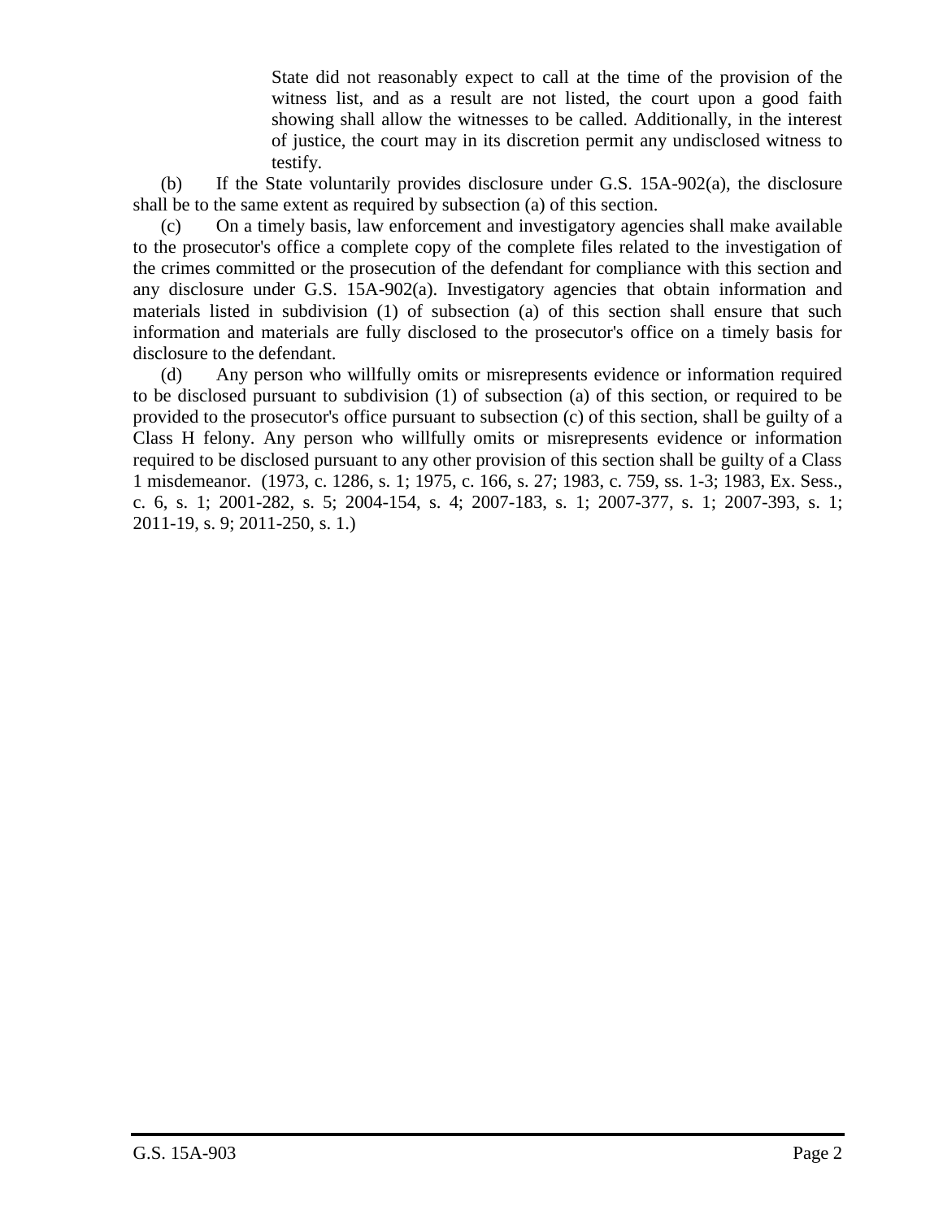State did not reasonably expect to call at the time of the provision of the witness list, and as a result are not listed, the court upon a good faith showing shall allow the witnesses to be called. Additionally, in the interest of justice, the court may in its discretion permit any undisclosed witness to testify.

(b) If the State voluntarily provides disclosure under G.S. 15A-902(a), the disclosure shall be to the same extent as required by subsection (a) of this section.

(c) On a timely basis, law enforcement and investigatory agencies shall make available to the prosecutor's office a complete copy of the complete files related to the investigation of the crimes committed or the prosecution of the defendant for compliance with this section and any disclosure under G.S. 15A-902(a). Investigatory agencies that obtain information and materials listed in subdivision (1) of subsection (a) of this section shall ensure that such information and materials are fully disclosed to the prosecutor's office on a timely basis for disclosure to the defendant.

(d) Any person who willfully omits or misrepresents evidence or information required to be disclosed pursuant to subdivision (1) of subsection (a) of this section, or required to be provided to the prosecutor's office pursuant to subsection (c) of this section, shall be guilty of a Class H felony. Any person who willfully omits or misrepresents evidence or information required to be disclosed pursuant to any other provision of this section shall be guilty of a Class 1 misdemeanor. (1973, c. 1286, s. 1; 1975, c. 166, s. 27; 1983, c. 759, ss. 1-3; 1983, Ex. Sess., c. 6, s. 1; 2001-282, s. 5; 2004-154, s. 4; 2007-183, s. 1; 2007-377, s. 1; 2007-393, s. 1; 2011-19, s. 9; 2011-250, s. 1.)